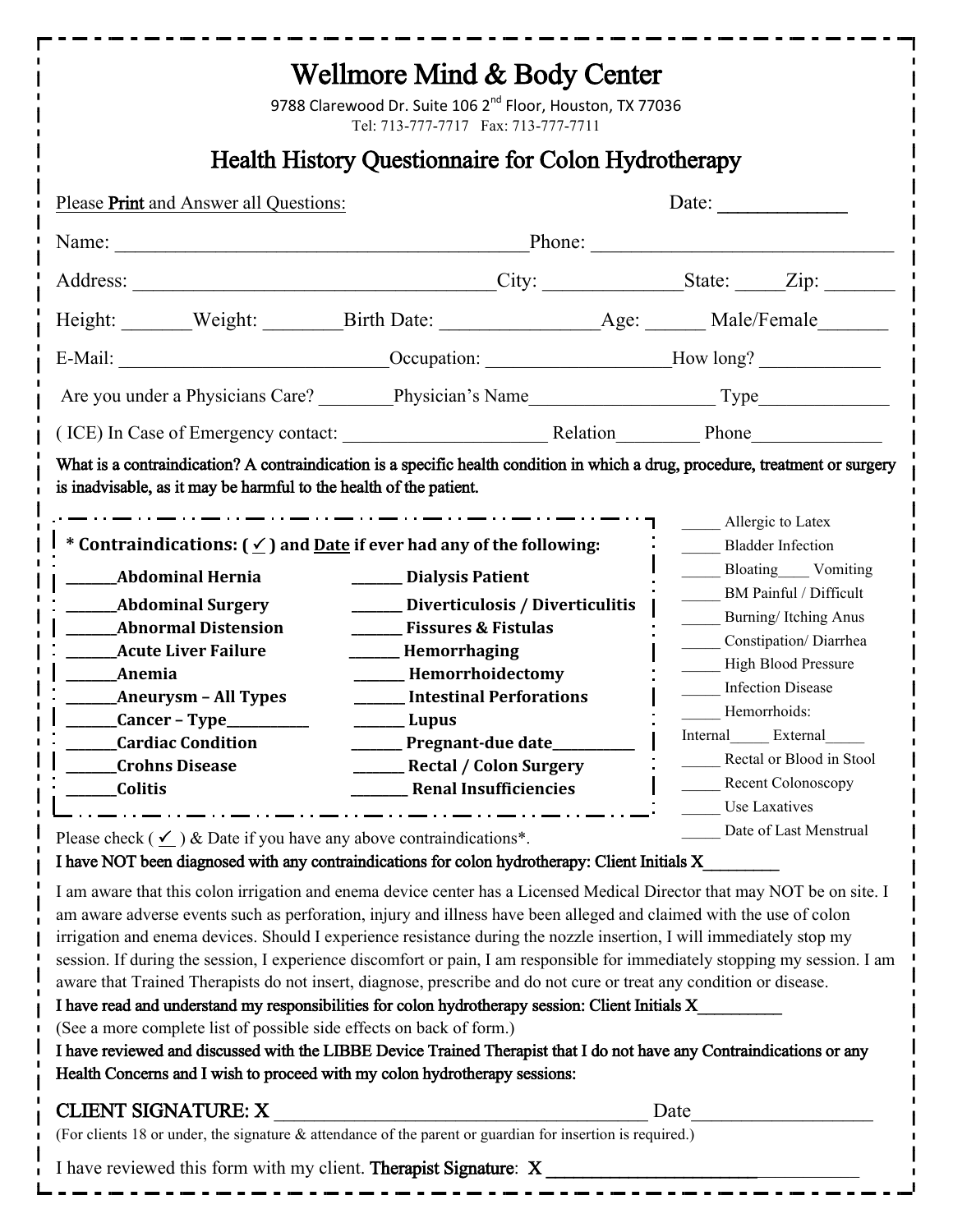# Wellmore Mind & Body Center

9788 Clarewood Dr. Suite 106 2nd Floor, Houston, TX 77036

Tel: 713-777-7717 Fax: 713-777-7711

## Health History Questionnaire for Colon Hydrotherapy

Please **Print** and Answer all Questions: Date: ____________

Name: ________________________________________Phone: ______________________________

Address: ___________________________________City: _____________State: _____Zip: _______

Height: _______Weight: ________Birth Date: _______________Age: ______ Male/Female_______

E-Mail: ___________________________Occupation: __________________How long? ____________

Are you under a Physicians Care? ________Physician's Name___________________ Type______________

( ICE) In Case of Emergency contact: _____________________ Relation________ Phone_____________

**What is a contraindication? A contraindication is a specific health condition in which a drug, procedure, treatment or surgery is inadvisable, as it may be harmful to the health of the patient.**

**\* Contraindications: ( ✓ ) and Date if ever had any of the following:**

- **_______Abdominal Hernia**
- **_______Abdominal Surgery**
- **_______Abnormal Distension**
- **_______Acute Liver Failure**
- **_______Anemia**
- **_______Aneurysm – All Types**
- **_______Cancer – Type__________**
- **_______Cardiac Condition**
- **_______Crohns Disease**
- **_______Colitis**
- **_______ Dialysis Patient**
- **_______ Diverticulosis / Diverticulitis**
- **_______ Fissures & Fistulas**
- **_______ Hemorrhaging**
- **_______ Hemorrhoidectomy**
- **_______ Intestinal Perforations**
- **_______ Lupus**
- **_______ Pregnant-due date__________**
- **_______ Rectal / Colon Surgery**
- **_______ Renal Insufficiencies**

- _____ Allergic to Latex
- _____ Bladder Infection
- _____ Bloating____ Vomiting
- _____ BM Painful / Difficult
- _____ Burning/ Itching Anus
- _____ Constipation/ Diarrhea
- _____ High Blood Pressure
- _____ Infection Disease
- _____ Hemorrhoids: Internal_____ External_____
- _____ Rectal or Blood in Stool
- _____ Recent Colonoscopy
- _____ Use Laxatives
- _____ Date of Last Menstrual

Please check ( ✓ ) & Date if you have any above contraindications\*.

**I have NOT been diagnosed with any contraindications for colon hydrotherapy: Client Initials X_________**

I am aware that this colon irrigation and enema device center has a Licensed Medical Director that may NOT be on site. I am aware adverse events such as perforation, injury and illness have been alleged and claimed with the use of colon irrigation and enema devices. Should I experience resistance during the nozzle insertion, I will immediately stop my session. If during the session, I experience discomfort or pain, I am responsible for immediately stopping my session. I am aware that Trained Therapists do not insert, diagnose, prescribe and do not cure or treat any condition or disease.

**I have read and understand my responsibilities for colon hydrotherapy session: Client Initials X__________**

(See a more complete list of possible side effects on back of form.)

**I have reviewed and discussed with the LIBBE Device Trained Therapist that I do not have any Contraindications or any Health Concerns and I wish to proceed with my colon hydrotherapy sessions:**

**CLIENT SIGNATURE: X** ______________________________________ Date__________________

(For clients 18 or under, the signature & attendance of the parent or guardian for insertion is required.)

I have reviewed this form with my client. **Therapist Signature**: **X** ___________________________________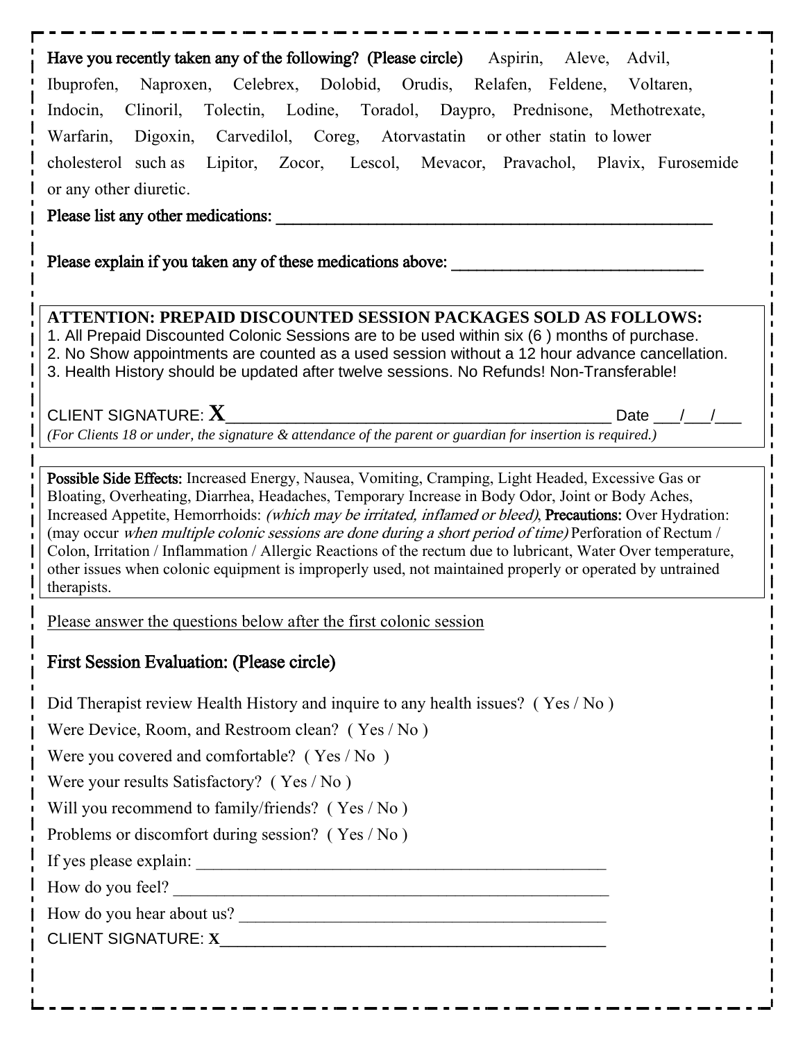**Have you recently taken any of the following? (Please circle)** Aspirin, Aleve, Advil, Ibuprofen, Naproxen, Celebrex, Dolobid, Orudis, Relafen, Feldene, Voltaren, Indocin, Clinoril, Tolectin, Lodine, Toradol, Daypro, Prednisone, Methotrexate, Warfarin, Digoxin, Carvedilol, Coreg, Atorvastatin or other statin to lower cholesterol such as Lipitor, Zocor, Lescol, Mevacor, Pravachol, Plavix, Furosemide or any other diuretic.

**Please list any other medications:** ______________________________________________________

**Please explain if you taken any of these medications above:** ______________________________

**ATTENTION: PREPAID DISCOUNTED SESSION PACKAGES SOLD AS FOLLOWS:**

1. All Prepaid Discounted Colonic Sessions are to be used within six (6 ) months of purchase.
2. No Show appointments are counted as a used session without a 12 hour advance cancellation.
3. Health History should be updated after twelve sessions. No Refunds! Non-Transferable!

CLIENT SIGNATURE: **X**____________________________________________ Date ___/___/___

*(For Clients 18 or under, the signature & attendance of the parent or guardian for insertion is required.)*

**Possible Side Effects:** Increased Energy, Nausea, Vomiting, Cramping, Light Headed, Excessive Gas or Bloating, Overheating, Diarrhea, Headaches, Temporary Increase in Body Odor, Joint or Body Aches, Increased Appetite, Hemorrhoids: *(which may be irritated, inflamed or bleed)*, **Precautions:** Over Hydration: (may occur *when multiple colonic sessions are done during a short period of time)* Perforation of Rectum / Colon, Irritation / Inflammation / Allergic Reactions of the rectum due to lubricant, Water Over temperature, other issues when colonic equipment is improperly used, not maintained properly or operated by untrained therapists.

Please answer the questions below after the first colonic session

## First Session Evaluation: (Please circle)

Did Therapist review Health History and inquire to any health issues? ( Yes / No )

Were Device, Room, and Restroom clean? ( Yes / No )

Were you covered and comfortable? ( Yes / No )

Were your results Satisfactory? ( Yes / No )

Will you recommend to family/friends? ( Yes / No )

Problems or discomfort during session? ( Yes / No )

If yes please explain: __________________________________________________

How do you feel? ______________________________________________________

How do you hear about us? ____________________________________________

CLIENT SIGNATURE: X_____________________________________________